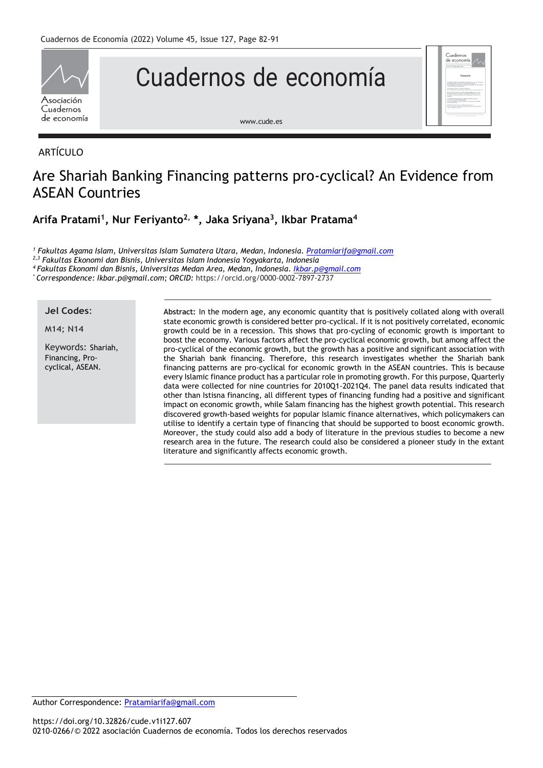ARTÍCULO

# Are Shariah Banking Financing patterns pro-cyclical? An Evidence from ASEAN Countries

**Arifa Pratami[1], Nur Feriyanto[2,] *, Jaka Sriyana[3], Ikbar Pratama[4]**

*[1] Fakultas Agama Islam, Universitas Islam Sumatera Utara, Medan, Indonesia. Pratamiarifa@gmail.com*
*[2,3] Fakultas Ekonomi dan Bisnis, Universitas Islam Indonesia Yogyakarta, Indonesia*
*[4] Fakultas Ekonomi dan Bisnis, Universitas Medan Area, Medan, Indonesia. Ikbar.p@gmail.com*
*[*] Correspondence: Ikbar.p@gmail.com; ORCID:* https://orcid.org/0000-0002-7897-2737

**Jel Codes:**

M14; N14

Keywords: Shariah, Financing, Pro-cyclical, ASEAN.

**Abstract:** In the modern age, any economic quantity that is positively collated along with overall state economic growth is considered better pro-cyclical. If it is not positively correlated, economic growth could be in a recession. This shows that pro-cycling of economic growth is important to boost the economy. Various factors affect the pro-cyclical economic growth, but among affect the pro-cyclical of the economic growth, but the growth has a positive and significant association with the Shariah bank financing. Therefore, this research investigates whether the Shariah bank financing patterns are pro-cyclical for economic growth in the ASEAN countries. This is because every Islamic finance product has a particular role in promoting growth. For this purpose, Quarterly data were collected for nine countries for 2010Q1-2021Q4. The panel data results indicated that other than Istisna financing, all different types of financing funding had a positive and significant impact on economic growth, while Salam financing has the highest growth potential. This research discovered growth-based weights for popular Islamic finance alternatives, which policymakers can utilise to identify a certain type of financing that should be supported to boost economic growth. Moreover, the study could also add a body of literature in the previous studies to become a new research area in the future. The research could also be considered a pioneer study in the extant literature and significantly affects economic growth.

Author Correspondence: Pratamiarifa@gmail.com

https://doi.org/10.32826/cude.v1i127.607
0210-0266/© 2022 asociación Cuadernos de economía. Todos los derechos reservados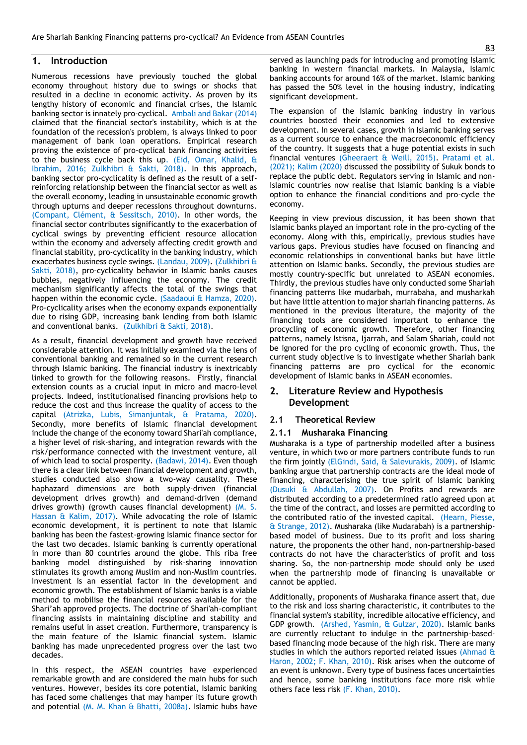## 1. Introduction

Numerous recessions have previously touched the global economy throughout history due to swings or shocks that resulted in a decline in economic activity. As proven by its lengthy history of economic and financial crises, the Islamic banking sector is innately pro-cyclical. Ambali and Bakar (2014) claimed that the financial sector's instability, which is at the foundation of the recession's problem, is always linked to poor management of bank loan operations. Empirical research proving the existence of pro-cyclical bank financing activities to the business cycle back this up. (Eid, Omar, Khalid, & Ibrahim, 2016; Zulkhibri & Sakti, 2018). In this approach, banking sector pro-cyclicality is defined as the result of a self-reinforcing relationship between the financial sector as well as the overall economy, leading in unsustainable economic growth through upturns and deeper recessions throughout downturns. (Compant, Clément, & Sessitsch, 2010). In other words, the financial sector contributes significantly to the exacerbation of cyclical swings by preventing efficient resource allocation within the economy and adversely affecting credit growth and financial stability, pro-cyclicality in the banking industry, which exacerbates business cycle swings. (Landau, 2009). (Zulkhibri & Sakti, 2018), pro-cyclicality behavior in Islamic banks causes bubbles, negatively influencing the economy. The credit mechanism significantly affects the total of the swings that happen within the economic cycle. (Saadaoui & Hamza, 2020). Pro-cyclicality arises when the economy expands exponentially due to rising GDP, increasing bank lending from both Islamic and conventional banks. (Zulkhibri & Sakti, 2018).

As a result, financial development and growth have received considerable attention. It was initially examined via the lens of conventional banking and remained so in the current research through Islamic banking. The financial industry is inextricably linked to growth for the following reasons. Firstly, financial extension counts as a crucial input in micro and macro-level projects. Indeed, institutionalised financing provisions help to reduce the cost and thus increase the quality of access to the capital (Atrizka, Lubis, Simanjuntak, & Pratama, 2020). Secondly, more benefits of Islamic financial development include the change of the economy toward Shari'ah compliance, a higher level of risk-sharing, and integration rewards with the risk/performance connected with the investment venture, all of which lead to social prosperity. (Badawi, 2014). Even though there is a clear link between financial development and growth, studies conducted also show a two-way causality. These haphazard dimensions are both supply-driven (financial development drives growth) and demand-driven (demand drives growth) (growth causes financial development) (M. S. Hassan & Kalim, 2017). While advocating the role of Islamic economic development, it is pertinent to note that Islamic banking has been the fastest-growing Islamic finance sector for the last two decades. Islamic banking is currently operational in more than 80 countries around the globe. This riba free banking model distinguished by risk-sharing innovation stimulates its growth among Muslim and non-Muslim countries. Investment is an essential factor in the development and economic growth. The establishment of Islamic banks is a viable method to mobilise the financial resources available for the Shari'ah approved projects. The doctrine of Shari'ah-compliant financing assists in maintaining discipline and stability and remains useful in asset creation. Furthermore, transparency is the main feature of the Islamic financial system. Islamic banking has made unprecedented progress over the last two decades.

In this respect, the ASEAN countries have experienced remarkable growth and are considered the main hubs for such ventures. However, besides its core potential, Islamic banking has faced some challenges that may hamper its future growth and potential (M. M. Khan & Bhatti, 2008a). Islamic hubs have served as launching pads for introducing and promoting Islamic banking in western financial markets. In Malaysia, Islamic banking accounts for around 16% of the market. Islamic banking has passed the 50% level in the housing industry, indicating significant development.

The expansion of the Islamic banking industry in various countries boosted their economies and led to extensive development. In several cases, growth in Islamic banking serves as a current source to enhance the macroeconomic efficiency of the country. It suggests that a huge potential exists in such financial ventures (Gheeraert & Weill, 2015). Pratami et al. (2021); Kalim (2020) discussed the possibility of Sukuk bonds to replace the public debt. Regulators serving in Islamic and non-Islamic countries now realise that Islamic banking is a viable option to enhance the financial conditions and pro-cycle the economy.

Keeping in view previous discussion, it has been shown that Islamic banks played an important role in the pro-cycling of the economy. Along with this, empirically, previous studies have various gaps. Previous studies have focused on financing and economic relationships in conventional banks but have little attention on Islamic banks. Secondly, the previous studies are mostly country-specific but unrelated to ASEAN economies. Thirdly, the previous studies have only conducted some Shariah financing patterns like mudarbah, murrabaha, and musharkah but have little attention to major shariah financing patterns. As mentioned in the previous literature, the majority of the financing tools are considered important to enhance the procycling of economic growth. Therefore, other financing patterns, namely Istisna, Ijarrah, and Salam Shariah, could not be ignored for the pro cycling of economic growth. Thus, the current study objective is to investigate whether Shariah bank financing patterns are pro cyclical for the economic development of Islamic banks in ASEAN economies.

## 2. Literature Review and Hypothesis Development

### 2.1 Theoretical Review

#### 2.1.1 Musharaka Financing

Musharaka is a type of partnership modelled after a business venture, in which two or more partners contribute funds to run the firm jointly (ElGindi, Said, & Salevurakis, 2009). of Islamic banking argue that partnership contracts are the ideal mode of financing, characterising the true spirit of Islamic banking (Dusuki & Abdullah, 2007). On Profits and rewards are distributed according to a predetermined ratio agreed upon at the time of the contract, and losses are permitted according to the contributed ratio of the invested capital. (Hearn, Piesse, & Strange, 2012). Musharaka (like Mudarabah) is a partnership-based model of business. Due to its profit and loss sharing nature, the proponents the other hand, non-partnership-based contracts do not have the characteristics of profit and loss sharing. So, the non-partnership mode should only be used when the partnership mode of financing is unavailable or cannot be applied.

Additionally, proponents of Musharaka finance assert that, due to the risk and loss sharing characteristic, it contributes to the financial system's stability, incredible allocative efficiency, and GDP growth. (Arshed, Yasmin, & Gulzar, 2020). Islamic banks are currently reluctant to indulge in the partnership-based-based financing mode because of the high risk. There are many studies in which the authors reported related issues (Ahmad & Haron, 2002; F. Khan, 2010). Risk arises when the outcome of an event is unknown. Every type of business faces uncertainties and hence, some banking institutions face more risk while others face less risk (F. Khan, 2010).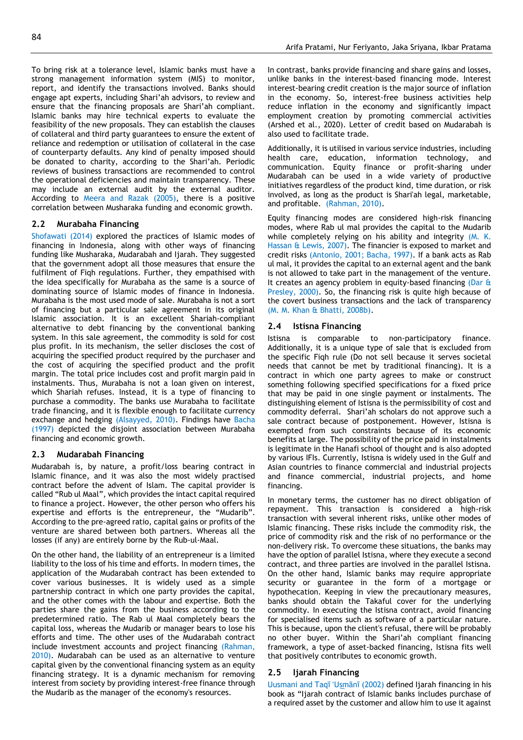To bring risk at a tolerance level, Islamic banks must have a strong management information system (MIS) to monitor, report, and identify the transactions involved. Banks should engage apt experts, including Shari'ah advisors, to review and ensure that the financing proposals are Shari'ah compliant. Islamic banks may hire technical experts to evaluate the feasibility of the new proposals. They can establish the clauses of collateral and third party guarantees to ensure the extent of reliance and redemption or utilisation of collateral in the case of counterparty defaults. Any kind of penalty imposed should be donated to charity, according to the Shari'ah. Periodic reviews of business transactions are recommended to control the operational deficiencies and maintain transparency. These may include an external audit by the external auditor. According to Meera and Razak (2005), there is a positive correlation between Musharaka funding and economic growth.

## 2.2 Murabaha Financing

Shofawati (2014) explored the practices of Islamic modes of financing in Indonesia, along with other ways of financing funding like Musharaka, Mudarabah and Ijarah. They suggested that the government adopt all those measures that ensure the fulfilment of Fiqh regulations. Further, they empathised with the idea specifically for Murabaha as the same is a source of dominating source of Islamic modes of finance in Indonesia. Murabaha is the most used mode of sale. Murabaha is not a sort of financing but a particular sale agreement in its original Islamic association. It is an excellent Shariah-compliant alternative to debt financing by the conventional banking system. In this sale agreement, the commodity is sold for cost plus profit. In its mechanism, the seller discloses the cost of acquiring the specified product required by the purchaser and the cost of acquiring the specified product and the profit margin. The total price includes cost and profit margin paid in instalments. Thus, Murabaha is not a loan given on interest, which Shariah refuses. Instead, it is a type of financing to purchase a commodity. The banks use Murabaha to facilitate trade financing, and it is flexible enough to facilitate currency exchange and hedging (Alsayyed, 2010). Findings have Bacha (1997) depicted the disjoint association between Murabaha financing and economic growth.

## 2.3 Mudarabah Financing

Mudarabah is, by nature, a profit/loss bearing contract in Islamic finance, and it was also the most widely practised contract before the advent of Islam. The capital provider is called "Rub ul Maal", which provides the intact capital required to finance a project. However, the other person who offers his expertise and efforts is the entrepreneur, the "Mudarib". According to the pre-agreed ratio, capital gains or profits of the venture are shared between both partners. Whereas all the losses (if any) are entirely borne by the Rub-ul-Maal.

On the other hand, the liability of an entrepreneur is a limited liability to the loss of his time and efforts. In modern times, the application of the Mudarabah contract has been extended to cover various businesses. It is widely used as a simple partnership contract in which one party provides the capital, and the other comes with the labour and expertise. Both the parties share the gains from the business according to the predetermined ratio. The Rab ul Maal completely bears the capital loss, whereas the Mudarib or manager bears to lose his efforts and time. The other uses of the Mudarabah contract include investment accounts and project financing (Rahman, 2010). Mudarabah can be used as an alternative to venture capital given by the conventional financing system as an equity financing strategy. It is a dynamic mechanism for removing interest from society by providing interest-free finance through the Mudarib as the manager of the economy's resources.

In contrast, banks provide financing and share gains and losses, unlike banks in the interest-based financing mode. Interest interest-bearing credit creation is the major source of inflation in the economy. So, interest-free business activities help reduce inflation in the economy and significantly impact employment creation by promoting commercial activities (Arshed et al., 2020). Letter of credit based on Mudarabah is also used to facilitate trade.

Additionally, it is utilised in various service industries, including health care, education, information technology, and communication. Equity finance or profit-sharing under Mudarabah can be used in a wide variety of productive initiatives regardless of the product kind, time duration, or risk involved, as long as the product is Shari'ah legal, marketable, and profitable. (Rahman, 2010).

Equity financing modes are considered high-risk financing modes, where Rab ul mal provides the capital to the Mudarib while completely relying on his ability and integrity (M. K. Hassan & Lewis, 2007). The financier is exposed to market and credit risks (Antonio, 2001; Bacha, 1997). If a bank acts as Rab ul mal, it provides the capital to an external agent and the bank is not allowed to take part in the management of the venture. It creates an agency problem in equity-based financing (Dar & Presley, 2000). So, the financing risk is quite high because of the covert business transactions and the lack of transparency (M. M. Khan & Bhatti, 2008b).

## 2.4 Istisna Financing

Istisna is comparable to non-participatory finance. Additionally, it is a unique type of sale that is excluded from the specific Fiqh rule (Do not sell because it serves societal needs that cannot be met by traditional financing). It is a contract in which one party agrees to make or construct something following specified specifications for a fixed price that may be paid in one single payment or instalments. The distinguishing element of Istisna is the permissibility of cost and commodity deferral. Shari'ah scholars do not approve such a sale contract because of postponement. However, Istisna is exempted from such constraints because of its economic benefits at large. The possibility of the price paid in instalments is legitimate in the Hanafi school of thought and is also adopted by various IFIs. Currently, Istisna is widely used in the Gulf and Asian countries to finance commercial and industrial projects and finance commercial, industrial projects, and home financing.

In monetary terms, the customer has no direct obligation of repayment. This transaction is considered a high-risk transaction with several inherent risks, unlike other modes of Islamic financing. These risks include the commodity risk, the price of commodity risk and the risk of no performance or the non-delivery risk. To overcome these situations, the banks may have the option of parallel Istisna, where they execute a second contract, and three parties are involved in the parallel Istisna. On the other hand, Islamic banks may require appropriate security or guarantee in the form of a mortgage or hypothecation. Keeping in view the precautionary measures, banks should obtain the Takaful cover for the underlying commodity. In executing the Istisna contract, avoid financing for specialised items such as software of a particular nature. This is because, upon the client's refusal, there will be probably no other buyer. Within the Shari'ah compliant financing framework, a type of asset-backed financing, Istisna fits well that positively contributes to economic growth.

## 2.5 Ijarah Financing

Uusmani and Taqī ʻUsmānī (2002) defined Ijarah financing in his book as "Ijarah contract of Islamic banks includes purchase of a required asset by the customer and allow him to use it against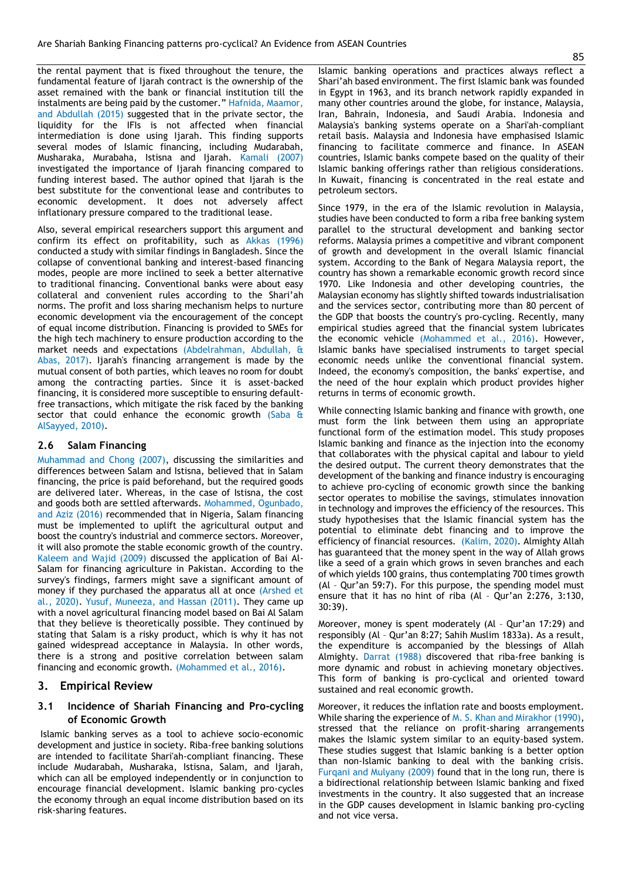the rental payment that is fixed throughout the tenure, the fundamental feature of Ijarah contract is the ownership of the asset remained with the bank or financial institution till the instalments are being paid by the customer." Hafnida, Maamor, and Abdullah (2015) suggested that in the private sector, the liquidity for the IFIs is not affected when financial intermediation is done using Ijarah. This finding supports several modes of Islamic financing, including Mudarabah, Musharaka, Murabaha, Istisna and Ijarah. Kamali (2007) investigated the importance of Ijarah financing compared to funding interest based. The author opined that Ijarah is the best substitute for the conventional lease and contributes to economic development. It does not adversely affect inflationary pressure compared to the traditional lease.

Also, several empirical researchers support this argument and confirm its effect on profitability, such as Akkas (1996) conducted a study with similar findings in Bangladesh. Since the collapse of conventional banking and interest-based financing modes, people are more inclined to seek a better alternative to traditional financing. Conventional banks were about easy collateral and convenient rules according to the Shari'ah norms. The profit and loss sharing mechanism helps to nurture economic development via the encouragement of the concept of equal income distribution. Financing is provided to SMEs for the high tech machinery to ensure production according to the market needs and expectations (Abdelrahman, Abdullah, & Abas, 2017). Ijarah's financing arrangement is made by the mutual consent of both parties, which leaves no room for doubt among the contracting parties. Since it is asset-backed financing, it is considered more susceptible to ensuring default-free transactions, which mitigate the risk faced by the banking sector that could enhance the economic growth (Saba & AlSayyed, 2010).

### 2.6 Salam Financing

Muhammad and Chong (2007), discussing the similarities and differences between Salam and Istisna, believed that in Salam financing, the price is paid beforehand, but the required goods are delivered later. Whereas, in the case of Istisna, the cost and goods both are settled afterwards. Mohammed, Ogunbado, and Aziz (2016) recommended that in Nigeria, Salam financing must be implemented to uplift the agricultural output and boost the country's industrial and commerce sectors. Moreover, it will also promote the stable economic growth of the country. Kaleem and Wajid (2009) discussed the application of Bai Al-Salam for financing agriculture in Pakistan. According to the survey's findings, farmers might save a significant amount of money if they purchased the apparatus all at once (Arshed et al., 2020). Yusuf, Muneeza, and Hassan (2011). They came up with a novel agricultural financing model based on Bai Al Salam that they believe is theoretically possible. They continued by stating that Salam is a risky product, which is why it has not gained widespread acceptance in Malaysia. In other words, there is a strong and positive correlation between salam financing and economic growth. (Mohammed et al., 2016).

## 3. Empirical Review

### 3.1 Incidence of Shariah Financing and Pro-cycling of Economic Growth

Islamic banking serves as a tool to achieve socio-economic development and justice in society. Riba-free banking solutions are intended to facilitate Shari'ah-compliant financing. These include Mudarabah, Musharaka, Istisna, Salam, and Ijarah, which can all be employed independently or in conjunction to encourage financial development. Islamic banking pro-cycles the economy through an equal income distribution based on its risk-sharing features.

Islamic banking operations and practices always reflect a Shari'ah based environment. The first Islamic bank was founded in Egypt in 1963, and its branch network rapidly expanded in many other countries around the globe, for instance, Malaysia, Iran, Bahrain, Indonesia, and Saudi Arabia. Indonesia and Malaysia's banking systems operate on a Shari'ah-compliant retail basis. Malaysia and Indonesia have emphasised Islamic financing to facilitate commerce and finance. In ASEAN countries, Islamic banks compete based on the quality of their Islamic banking offerings rather than religious considerations. In Kuwait, financing is concentrated in the real estate and petroleum sectors.

Since 1979, in the era of the Islamic revolution in Malaysia, studies have been conducted to form a riba free banking system parallel to the structural development and banking sector reforms. Malaysia primes a competitive and vibrant component of growth and development in the overall Islamic financial system. According to the Bank of Negara Malaysia report, the country has shown a remarkable economic growth record since 1970. Like Indonesia and other developing countries, the Malaysian economy has slightly shifted towards industrialisation and the services sector, contributing more than 80 percent of the GDP that boosts the country's pro-cycling. Recently, many empirical studies agreed that the financial system lubricates the economic vehicle (Mohammed et al., 2016). However, Islamic banks have specialised instruments to target special economic needs unlike the conventional financial system. Indeed, the economy's composition, the banks' expertise, and the need of the hour explain which product provides higher returns in terms of economic growth.

While connecting Islamic banking and finance with growth, one must form the link between them using an appropriate functional form of the estimation model. This study proposes Islamic banking and finance as the injection into the economy that collaborates with the physical capital and labour to yield the desired output. The current theory demonstrates that the development of the banking and finance industry is encouraging to achieve pro-cycling of economic growth since the banking sector operates to mobilise the savings, stimulates innovation in technology and improves the efficiency of the resources. This study hypothesises that the Islamic financial system has the potential to eliminate debt financing and to improve the efficiency of financial resources. (Kalim, 2020). Almighty Allah has guaranteed that the money spent in the way of Allah grows like a seed of a grain which grows in seven branches and each of which yields 100 grains, thus contemplating 700 times growth (Al – Qur'an 59:7). For this purpose, the spending model must ensure that it has no hint of riba (Al – Qur'an 2:276, 3:130, 30:39).

Moreover, money is spent moderately (Al – Qur'an 17:29) and responsibly (Al – Qur'an 8:27; Sahih Muslim 1833a). As a result, the expenditure is accompanied by the blessings of Allah Almighty. Darrat (1988) discovered that riba-free banking is more dynamic and robust in achieving monetary objectives. This form of banking is pro-cyclical and oriented toward sustained and real economic growth.

Moreover, it reduces the inflation rate and boosts employment. While sharing the experience of M. S. Khan and Mirakhor (1990), stressed that the reliance on profit-sharing arrangements makes the Islamic system similar to an equity-based system. These studies suggest that Islamic banking is a better option than non-Islamic banking to deal with the banking crisis. Furqani and Mulyany (2009) found that in the long run, there is a bidirectional relationship between Islamic banking and fixed investments in the country. It also suggested that an increase in the GDP causes development in Islamic banking pro-cycling and not vice versa.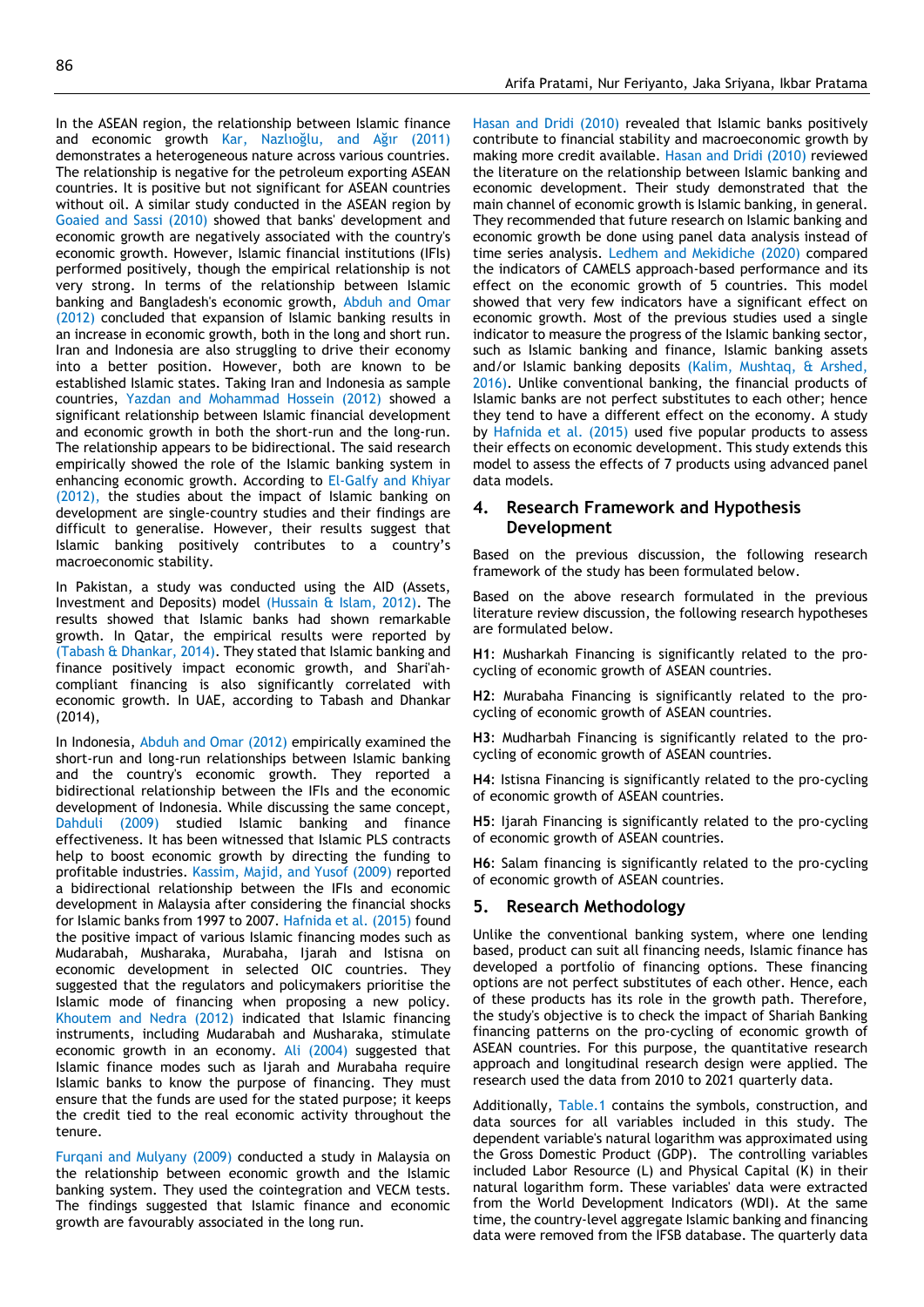In the ASEAN region, the relationship between Islamic finance and economic growth Kar, Nazlıoğlu, and Ağır (2011) demonstrates a heterogeneous nature across various countries. The relationship is negative for the petroleum exporting ASEAN countries. It is positive but not significant for ASEAN countries without oil. A similar study conducted in the ASEAN region by Goaied and Sassi (2010) showed that banks' development and economic growth are negatively associated with the country's economic growth. However, Islamic financial institutions (IFIs) performed positively, though the empirical relationship is not very strong. In terms of the relationship between Islamic banking and Bangladesh's economic growth, Abduh and Omar (2012) concluded that expansion of Islamic banking results in an increase in economic growth, both in the long and short run. Iran and Indonesia are also struggling to drive their economy into a better position. However, both are known to be established Islamic states. Taking Iran and Indonesia as sample countries, Yazdan and Mohammad Hossein (2012) showed a significant relationship between Islamic financial development and economic growth in both the short-run and the long-run. The relationship appears to be bidirectional. The said research empirically showed the role of the Islamic banking system in enhancing economic growth. According to El-Galfy and Khiyar (2012), the studies about the impact of Islamic banking on development are single-country studies and their findings are difficult to generalise. However, their results suggest that Islamic banking positively contributes to a country's macroeconomic stability.

In Pakistan, a study was conducted using the AID (Assets, Investment and Deposits) model (Hussain & Islam, 2012). The results showed that Islamic banks had shown remarkable growth. In Qatar, the empirical results were reported by (Tabash & Dhankar, 2014). They stated that Islamic banking and finance positively impact economic growth, and Shari'ah-compliant financing is also significantly correlated with economic growth. In UAE, according to Tabash and Dhankar (2014),

In Indonesia, Abduh and Omar (2012) empirically examined the short-run and long-run relationships between Islamic banking and the country's economic growth. They reported a bidirectional relationship between the IFIs and the economic development of Indonesia. While discussing the same concept, Dahduli (2009) studied Islamic banking and finance effectiveness. It has been witnessed that Islamic PLS contracts help to boost economic growth by directing the funding to profitable industries. Kassim, Majid, and Yusof (2009) reported a bidirectional relationship between the IFIs and the economic development in Malaysia after considering the financial shocks for Islamic banks from 1997 to 2007. Hafnida et al. (2015) found the positive impact of various Islamic financing modes such as Mudarabah, Musharaka, Murabaha, Ijarah and Istisna on economic development in selected OIC countries. They suggested that the regulators and policymakers prioritise the Islamic mode of financing when proposing a new policy. Khoutem and Nedra (2012) indicated that Islamic financing instruments, including Mudarabah and Musharaka, stimulate economic growth in an economy. Ali (2004) suggested that Islamic finance modes such as Ijarah and Murabaha require Islamic banks to know the purpose of financing. They must ensure that the funds are used for the stated purpose; it keeps the credit tied to the real economic activity throughout the tenure.

Furqani and Mulyany (2009) conducted a study in Malaysia on the relationship between economic growth and the Islamic banking system. They used the cointegration and VECM tests. The findings suggested that Islamic finance and economic growth are favourably associated in the long run.

Hasan and Dridi (2010) revealed that Islamic banks positively contribute to financial stability and macroeconomic growth by making more credit available. Hasan and Dridi (2010) reviewed the literature on the relationship between Islamic banking and economic development. Their study demonstrated that the main channel of economic growth is Islamic banking, in general. They recommended that future research on Islamic banking and economic growth be done using panel data analysis instead of time series analysis. Ledhem and Mekidiche (2020) compared the indicators of CAMELS approach-based performance and its effect on the economic growth of 5 countries. This model showed that very few indicators have a significant effect on economic growth. Most of the previous studies used a single indicator to measure the progress of the Islamic banking sector, such as Islamic banking and finance, Islamic banking assets and/or Islamic banking deposits (Kalim, Mushtaq, & Arshed, 2016). Unlike conventional banking, the financial products of Islamic banks are not perfect substitutes to each other; hence they tend to have a different effect on the economy. A study by Hafnida et al. (2015) used five popular products to assess their effects on economic development. This study extends this model to assess the effects of 7 products using advanced panel data models.

## 4. Research Framework and Hypothesis Development

Based on the previous discussion, the following research framework of the study has been formulated below.

Based on the above research formulated in the previous literature review discussion, the following research hypotheses are formulated below.

**H1**: Musharkah Financing is significantly related to the pro-cycling of economic growth of ASEAN countries.

**H2**: Murabaha Financing is significantly related to the pro-cycling of economic growth of ASEAN countries.

**H3**: Mudharbah Financing is significantly related to the pro-cycling of economic growth of ASEAN countries.

**H4**: Istisna Financing is significantly related to the pro-cycling of economic growth of ASEAN countries.

**H5**: Ijarah Financing is significantly related to the pro-cycling of economic growth of ASEAN countries.

**H6**: Salam financing is significantly related to the pro-cycling of economic growth of ASEAN countries.

## 5. Research Methodology

Unlike the conventional banking system, where one lending based, product can suit all financing needs, Islamic finance has developed a portfolio of financing options. These financing options are not perfect substitutes of each other. Hence, each of these products has its role in the growth path. Therefore, the study's objective is to check the impact of Shariah Banking financing patterns on the pro-cycling of economic growth of ASEAN countries. For this purpose, the quantitative research approach and longitudinal research design were applied. The research used the data from 2010 to 2021 quarterly data.

Additionally, Table.1 contains the symbols, construction, and data sources for all variables included in this study. The dependent variable's natural logarithm was approximated using the Gross Domestic Product (GDP). The controlling variables included Labor Resource (L) and Physical Capital (K) in their natural logarithm form. These variables' data were extracted from the World Development Indicators (WDI). At the same time, the country-level aggregate Islamic banking and financing data were removed from the IFSB database. The quarterly data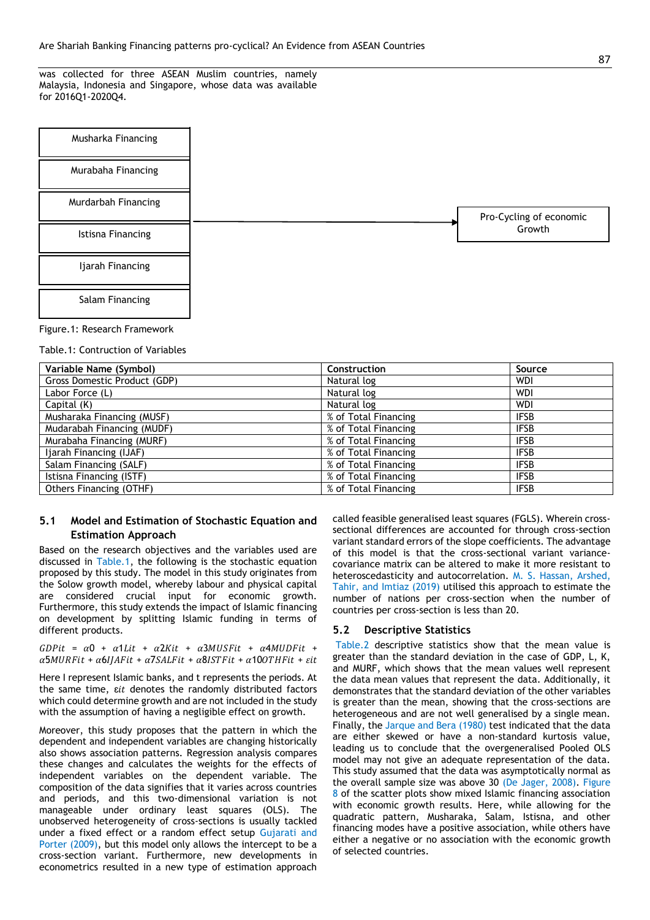was collected for three ASEAN Muslim countries, namely Malaysia, Indonesia and Singapore, whose data was available for 2016Q1-2020Q4.

| Musharka Financing |
| --- |
| Murabaha Financing |
| Murdarbah Financing |
| Istisna Financing |
| Ijarah Financing |
| Salam Financing |

→ Pro-Cycling of economic Growth

Figure.1: Research Framework

Table.1: Contruction of Variables

| Variable Name (Symbol) | Construction | Source |
| --- | --- | --- |
| Gross Domestic Product (GDP) | Natural log | WDI |
| Labor Force (L) | Natural log | WDI |
| Capital (K) | Natural log | WDI |
| Musharaka Financing (MUSF) | % of Total Financing | IFSB |
| Mudarabah Financing (MUDF) | % of Total Financing | IFSB |
| Murabaha Financing (MURF) | % of Total Financing | IFSB |
| Ijarah Financing (IJAF) | % of Total Financing | IFSB |
| Salam Financing (SALF) | % of Total Financing | IFSB |
| Istisna Financing (ISTF) | % of Total Financing | IFSB |
| Others Financing (OTHF) | % of Total Financing | IFSB |

### 5.1 Model and Estimation of Stochastic Equation and Estimation Approach

Based on the research objectives and the variables used are discussed in Table.1, the following is the stochastic equation proposed by this study. The model in this study originates from the Solow growth model, whereby labour and physical capital are considered crucial input for economic growth. Furthermore, this study extends the impact of Islamic financing on development by splitting Islamic funding in terms of different products.

$$GDPit = \alpha 0 + \alpha 1Lit + \alpha 2Kit + \alpha 3MUSFit + \alpha 4MUDFit + \alpha 5MURFit + \alpha 6IJAFit + \alpha 7SALFit + \alpha 8ISTFit + \alpha 10OTHFit + \varepsilon it$$

Here I represent Islamic banks, and t represents the periods. At the same time, $\varepsilon it$ denotes the randomly distributed factors which could determine growth and are not included in the study with the assumption of having a negligible effect on growth.

Moreover, this study proposes that the pattern in which the dependent and independent variables are changing historically also shows association patterns. Regression analysis compares these changes and calculates the weights for the effects of independent variables on the dependent variable. The composition of the data signifies that it varies across countries and periods, and this two-dimensional variation is not manageable under ordinary least squares (OLS). The unobserved heterogeneity of cross-sections is usually tackled under a fixed effect or a random effect setup Gujarati and Porter (2009), but this model only allows the intercept to be a cross-section variant. Furthermore, new developments in econometrics resulted in a new type of estimation approach called feasible generalised least squares (FGLS). Wherein cross-sectional differences are accounted for through cross-section variant standard errors of the slope coefficients. The advantage of this model is that the cross-sectional variant variance-covariance matrix can be altered to make it more resistant to heteroscedasticity and autocorrelation. M. S. Hassan, Arshed, Tahir, and Imtiaz (2019) utilised this approach to estimate the number of nations per cross-section when the number of countries per cross-section is less than 20.

### 5.2 Descriptive Statistics

Table.2 descriptive statistics show that the mean value is greater than the standard deviation in the case of GDP, L, K, and MURF, which shows that the mean values well represent the data mean values that represent the data. Additionally, it demonstrates that the standard deviation of the other variables is greater than the mean, showing that the cross-sections are heterogeneous and are not well generalised by a single mean. Finally, the Jarque and Bera (1980) test indicated that the data are either skewed or have a non-standard kurtosis value, leading us to conclude that the overgeneralised Pooled OLS model may not give an adequate representation of the data. This study assumed that the data was asymptotically normal as the overall sample size was above 30 (De Jager, 2008). Figure 8 of the scatter plots show mixed Islamic financing association with economic growth results. Here, while allowing for the quadratic pattern, Musharaka, Salam, Istisna, and other financing modes have a positive association, while others have either a negative or no association with the economic growth of selected countries.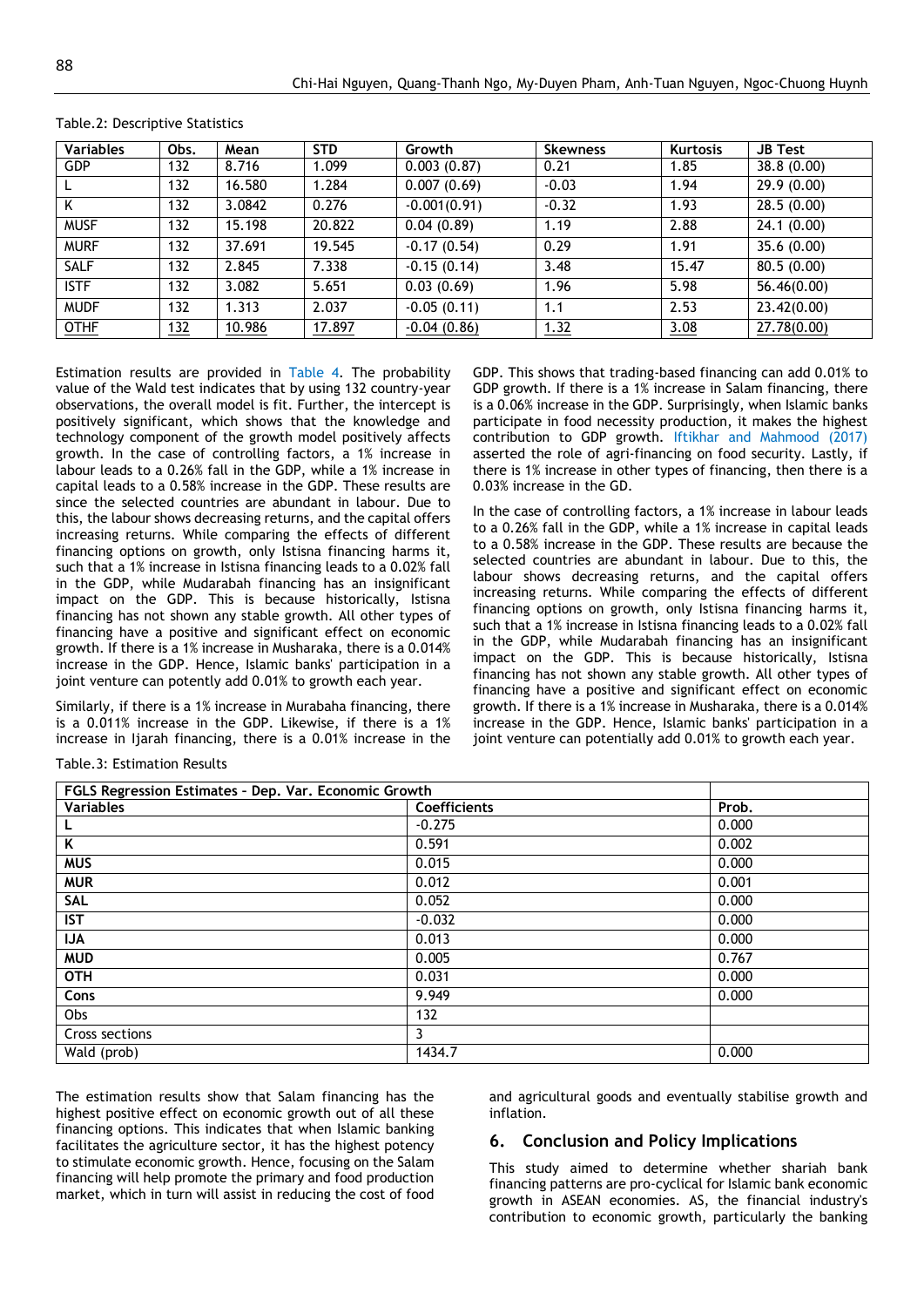Table.2: Descriptive Statistics

| Variables | Obs. | Mean | STD | Growth | Skewness | Kurtosis | JB Test |
|---|---|---|---|---|---|---|---|
| GDP | 132 | 8.716 | 1.099 | 0.003 (0.87) | 0.21 | 1.85 | 38.8 (0.00) |
| L | 132 | 16.580 | 1.284 | 0.007 (0.69) | -0.03 | 1.94 | 29.9 (0.00) |
| K | 132 | 3.0842 | 0.276 | -0.001(0.91) | -0.32 | 1.93 | 28.5 (0.00) |
| MUSF | 132 | 15.198 | 20.822 | 0.04 (0.89) | 1.19 | 2.88 | 24.1 (0.00) |
| MURF | 132 | 37.691 | 19.545 | -0.17 (0.54) | 0.29 | 1.91 | 35.6 (0.00) |
| SALF | 132 | 2.845 | 7.338 | -0.15 (0.14) | 3.48 | 15.47 | 80.5 (0.00) |
| ISTF | 132 | 3.082 | 5.651 | 0.03 (0.69) | 1.96 | 5.98 | 56.46(0.00) |
| MUDF | 132 | 1.313 | 2.037 | -0.05 (0.11) | 1.1 | 2.53 | 23.42(0.00) |
| OTHF | 132 | 10.986 | 17.897 | -0.04 (0.86) | 1.32 | 3.08 | 27.78(0.00) |

Estimation results are provided in Table 4. The probability value of the Wald test indicates that by using 132 country-year observations, the overall model is fit. Further, the intercept is positively significant, which shows that the knowledge and technology component of the growth model positively affects growth. In the case of controlling factors, a 1% increase in labour leads to a 0.26% fall in the GDP, while a 1% increase in capital leads to a 0.58% increase in the GDP. These results are since the selected countries are abundant in labour. Due to this, the labour shows decreasing returns, and the capital offers increasing returns. While comparing the effects of different financing options on growth, only Istisna financing harms it, such that a 1% increase in Istisna financing leads to a 0.02% fall in the GDP, while Mudarabah financing has an insignificant impact on the GDP. This is because historically, Istisna financing has not shown any stable growth. All other types of financing have a positive and significant effect on economic growth. If there is a 1% increase in Musharaka, there is a 0.014% increase in the GDP. Hence, Islamic banks' participation in a joint venture can potentially add 0.01% to growth each year.

Similarly, if there is a 1% increase in Murabaha financing, there is a 0.011% increase in the GDP. Likewise, if there is a 1% increase in Ijarah financing, there is a 0.01% increase in the GDP. This shows that trading-based financing can add 0.01% to GDP growth. If there is a 1% increase in Salam financing, there is a 0.06% increase in the GDP. Surprisingly, when Islamic banks participate in food necessity production, it makes the highest contribution to GDP growth. Iftikhar and Mahmood (2017) asserted the role of agri-financing on food security. Lastly, if there is 1% increase in other types of financing, then there is a 0.03% increase in the GD.

In the case of controlling factors, a 1% increase in labour leads to a 0.26% fall in the GDP, while a 1% increase in capital leads to a 0.58% increase in the GDP. These results are because the selected countries are abundant in labour. Due to this, the labour shows decreasing returns, and the capital offers increasing returns. While comparing the effects of different financing options on growth, only Istisna financing harms it, such that a 1% increase in Istisna financing leads to a 0.02% fall in the GDP, while Mudarabah financing has an insignificant impact on the GDP. This is because historically, Istisna financing has not shown any stable growth. All other types of financing have a positive and significant effect on economic growth. If there is a 1% increase in Musharaka, there is a 0.014% increase in the GDP. Hence, Islamic banks' participation in a joint venture can potentially add 0.01% to growth each year.

Table.3: Estimation Results

| FGLS Regression Estimates - Dep. Var. Economic Growth | | |
|---|---|---|
| **Variables** | **Coefficients** | **Prob.** |
| **L** | -0.275 | 0.000 |
| **K** | 0.591 | 0.002 |
| **MUS** | 0.015 | 0.000 |
| **MUR** | 0.012 | 0.001 |
| **SAL** | 0.052 | 0.000 |
| **IST** | -0.032 | 0.000 |
| **IJA** | 0.013 | 0.000 |
| **MUD** | 0.005 | 0.767 |
| **OTH** | 0.031 | 0.000 |
| **Cons** | 9.949 | 0.000 |
| Obs | 132 | |
| Cross sections | 3 | |
| Wald (prob) | 1434.7 | 0.000 |

The estimation results show that Salam financing has the highest positive effect on economic growth out of all these financing options. This indicates that when Islamic banking facilitates the agriculture sector, it has the highest potency to stimulate economic growth. Hence, focusing on the Salam financing will help promote the primary and food production market, which in turn will assist in reducing the cost of food and agricultural goods and eventually stabilise growth and inflation.

## 6. Conclusion and Policy Implications

This study aimed to determine whether shariah bank financing patterns are pro-cyclical for Islamic bank economic growth in ASEAN economies. AS, the financial industry's contribution to economic growth, particularly the banking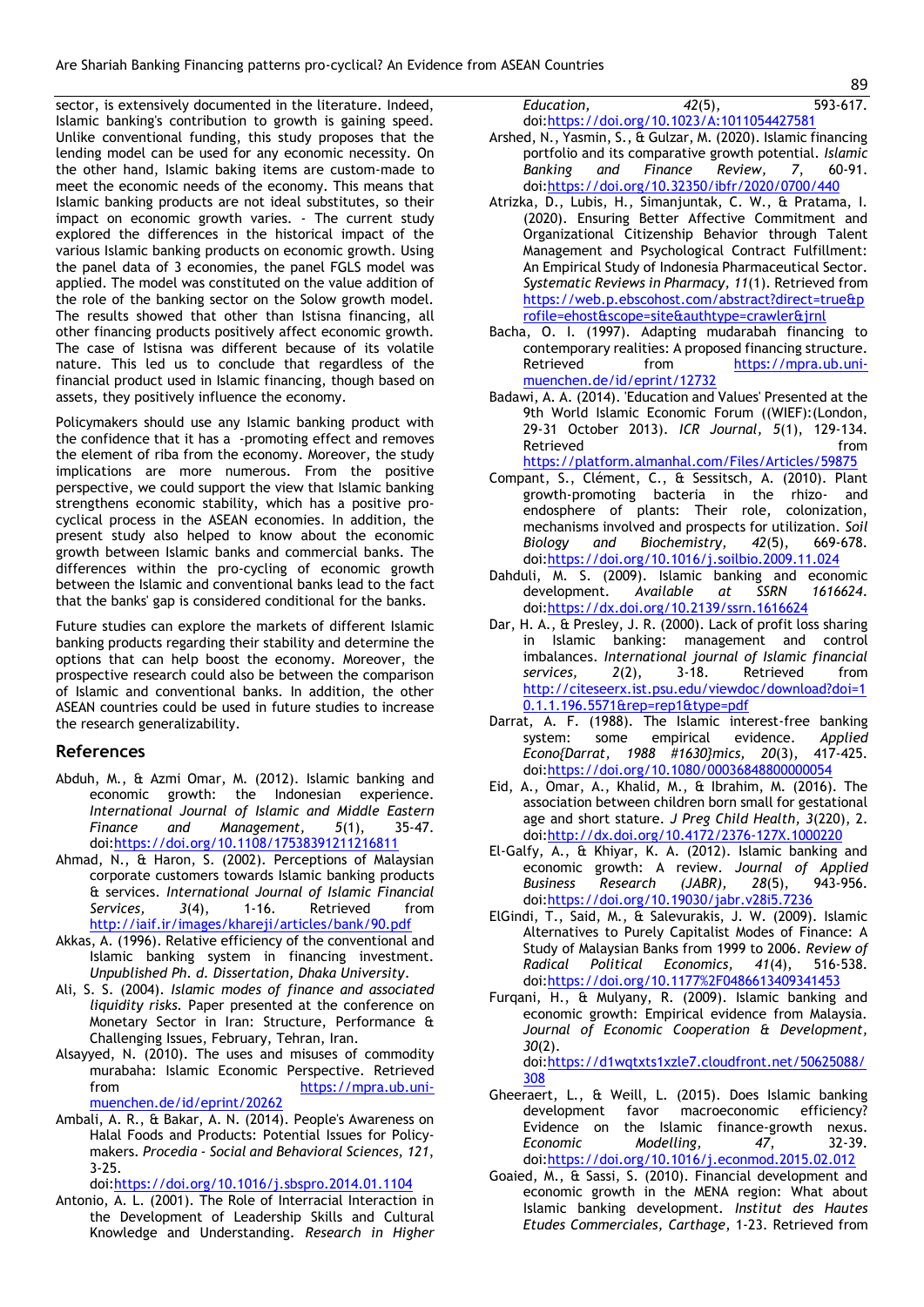sector, is extensively documented in the literature. Indeed, Islamic banking's contribution to growth is gaining speed. Unlike conventional funding, this study proposes that the lending model can be used for any economic necessity. On the other hand, Islamic baking items are custom-made to meet the economic needs of the economy. This means that Islamic banking products are not ideal substitutes, so their impact on economic growth varies. - The current study explored the differences in the historical impact of the various Islamic banking products on economic growth. Using the panel data of 3 economies, the panel FGLS model was applied. The model was constituted on the value addition of the role of the banking sector on the Solow growth model. The results showed that other than Istisna financing, all other financing products positively affect economic growth. The case of Istisna was different because of its volatile nature. This led us to conclude that regardless of the financial product used in Islamic financing, though based on assets, they positively influence the economy.

Policymakers should use any Islamic banking product with the confidence that it has a -promoting effect and removes the element of riba from the economy. Moreover, the study implications are more numerous. From the positive perspective, we could support the view that Islamic banking strengthens economic stability, which has a positive pro-cyclical process in the ASEAN economies. In addition, the present study also helped to know about the economic growth between Islamic banks and commercial banks. The differences within the pro-cycling of economic growth between the Islamic and conventional banks lead to the fact that the banks' gap is considered conditional for the banks.

Future studies can explore the markets of different Islamic banking products regarding their stability and determine the options that can help boost the economy. Moreover, the prospective research could also be between the comparison of Islamic and conventional banks. In addition, the other ASEAN countries could be used in future studies to increase the research generalizability.

## References

Abduh, M., & Azmi Omar, M. (2012). Islamic banking and economic growth: the Indonesian experience. *International Journal of Islamic and Middle Eastern Finance and Management, 5*(1), 35-47. doi:https://doi.org/10.1108/17538391211216811

Ahmad, N., & Haron, S. (2002). Perceptions of Malaysian corporate customers towards Islamic banking products & services. *International Journal of Islamic Financial Services, 3*(4), 1-16. Retrieved from http://iaif.ir/images/khareji/articles/bank/90.pdf

Akkas, A. (1996). Relative efficiency of the conventional and Islamic banking system in financing investment. *Unpublished Ph. d. Dissertation, Dhaka University*.

Ali, S. S. (2004). *Islamic modes of finance and associated liquidity risks.* Paper presented at the conference on Monetary Sector in Iran: Structure, Performance & Challenging Issues, February, Tehran, Iran.

Alsayyed, N. (2010). The uses and misuses of commodity murabaha: Islamic Economic Perspective. Retrieved from https://mpra.ub.uni-muenchen.de/id/eprint/20262

Ambali, A. R., & Bakar, A. N. (2014). People's Awareness on Halal Foods and Products: Potential Issues for Policy-makers. *Procedia - Social and Behavioral Sciences, 121*, 3-25. doi:https://doi.org/10.1016/j.sbspro.2014.01.1104

Antonio, A. L. (2001). The Role of Interracial Interaction in the Development of Leadership Skills and Cultural Knowledge and Understanding. *Research in Higher Education, 42*(5), 593-617. doi:https://doi.org/10.1023/A:1011054427581

Arshed, N., Yasmin, S., & Gulzar, M. (2020). Islamic financing portfolio and its comparative growth potential. *Islamic Banking and Finance Review, 7*, 60-91. doi:https://doi.org/10.32350/ibfr/2020/0700/440

Atrizka, D., Lubis, H., Simanjuntak, C. W., & Pratama, I. (2020). Ensuring Better Affective Commitment and Organizational Citizenship Behavior through Talent Management and Psychological Contract Fulfillment: An Empirical Study of Indonesia Pharmaceutical Sector. *Systematic Reviews in Pharmacy, 11*(1). Retrieved from https://web.p.ebscohost.com/abstract?direct=true&profile=ehost&scope=site&authtype=crawler&jrnl

Bacha, O. I. (1997). Adapting mudarabah financing to contemporary realities: A proposed financing structure. Retrieved from https://mpra.ub.uni-muenchen.de/id/eprint/12732

Badawi, A. A. (2014). 'Education and Values' Presented at the 9th World Islamic Economic Forum ((WIEF):(London, 29-31 October 2013). *ICR Journal, 5*(1), 129-134. Retrieved from https://platform.almanhal.com/Files/Articles/59875

Compant, S., Clément, C., & Sessitsch, A. (2010). Plant growth-promoting bacteria in the rhizo- and endosphere of plants: Their role, colonization, mechanisms involved and prospects for utilization. *Soil Biology and Biochemistry, 42*(5), 669-678. doi:https://doi.org/10.1016/j.soilbio.2009.11.024

Dahduli, M. S. (2009). Islamic banking and economic development. *Available at SSRN 1616624*. doi:https://dx.doi.org/10.2139/ssrn.1616624

Dar, H. A., & Presley, J. R. (2000). Lack of profit loss sharing in Islamic banking: management and control imbalances. *International journal of Islamic financial services, 2*(2), 3-18. Retrieved from http://citeseerx.ist.psu.edu/viewdoc/download?doi=10.1.1.196.5571&rep=rep1&type=pdf

Darrat, A. F. (1988). The Islamic interest-free banking system: some empirical evidence. *Applied Econo{Darrat, 1988 #1630}mics, 20*(3), 417-425. doi:https://doi.org/10.1080/00036848800000054

Eid, A., Omar, A., Khalid, M., & Ibrahim, M. (2016). The association between children born small for gestational age and short stature. *J Preg Child Health, 3*(220), 2. doi:http://dx.doi.org/10.4172/2376-127X.1000220

El-Galfy, A., & Khiyar, K. A. (2012). Islamic banking and economic growth: A review. *Journal of Applied Business Research (JABR), 28*(5), 943-956. doi:https://doi.org/10.19030/jabr.v28i5.7236

ElGindi, T., Said, M., & Salevurakis, J. W. (2009). Islamic Alternatives to Purely Capitalist Modes of Finance: A Study of Malaysian Banks from 1999 to 2006. *Review of Radical Political Economics, 41*(4), 516-538. doi:https://doi.org/10.1177%2F0486613409341453

Furqani, H., & Mulyany, R. (2009). Islamic banking and economic growth: Empirical evidence from Malaysia. *Journal of Economic Cooperation & Development, 30*(2). doi:https://d1wqtxts1xzle7.cloudfront.net/50625088/308

Gheeraert, L., & Weill, L. (2015). Does Islamic banking development favor macroeconomic efficiency? Evidence on the Islamic finance-growth nexus. *Economic Modelling, 47*, 32-39. doi:https://doi.org/10.1016/j.econmod.2015.02.012

Goaied, M., & Sassi, S. (2010). Financial development and economic growth in the MENA region: What about Islamic banking development. *Institut des Hautes Etudes Commerciales, Carthage*, 1-23. Retrieved from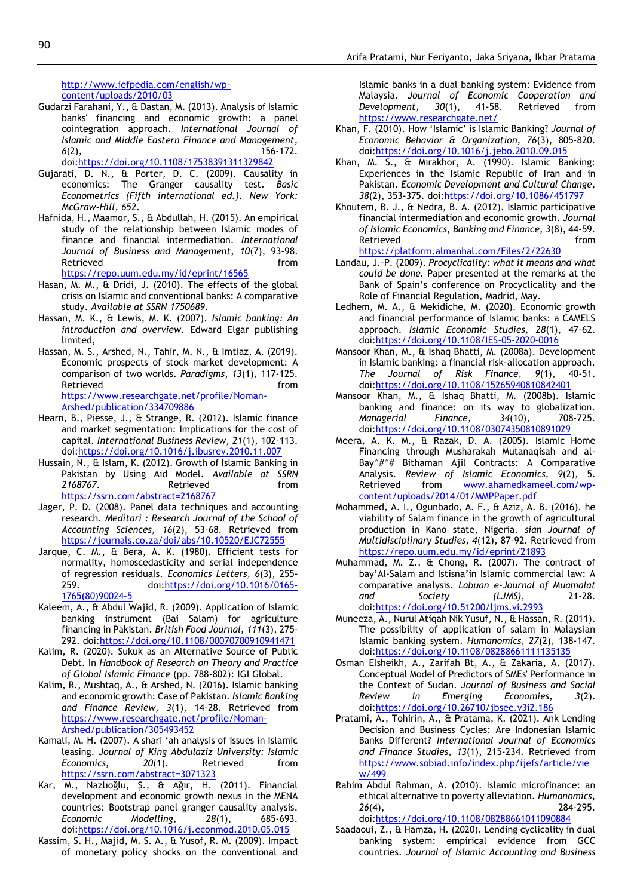http://www.iefpedia.com/english/wp-content/uploads/2010/03

Gudarzi Farahani, Y., & Dastan, M. (2013). Analysis of Islamic banks' financing and economic growth: a panel cointegration approach. *International Journal of Islamic and Middle Eastern Finance and Management, 6*(2), 156-172. doi:https://doi.org/10.1108/17538391311329842

Gujarati, D. N., & Porter, D. C. (2009). Causality in economics: The Granger causality test. *Basic Econometrics (Fifth international ed.). New York: McGraw-Hill, 652.*

Hafnida, H., Maamor, S., & Abdullah, H. (2015). An empirical study of the relationship between Islamic modes of finance and financial intermediation. *International Journal of Business and Management, 10*(7), 93-98. Retrieved from https://repo.uum.edu.my/id/eprint/16565

Hasan, M. M., & Dridi, J. (2010). The effects of the global crisis on Islamic and conventional banks: A comparative study. *Available at SSRN 1750689.*

Hassan, M. K., & Lewis, M. K. (2007). *Islamic banking: An introduction and overview.* Edward Elgar publishing limited,

Hassan, M. S., Arshed, N., Tahir, M. N., & Imtiaz, A. (2019). Economic prospects of stock market development: A comparison of two worlds. *Paradigms, 13*(1), 117-125. Retrieved from https://www.researchgate.net/profile/Noman-Arshed/publication/334709886

Hearn, B., Piesse, J., & Strange, R. (2012). Islamic finance and market segmentation: Implications for the cost of capital. *International Business Review, 21*(1), 102-113. doi:https://doi.org/10.1016/j.ibusrev.2010.11.007

Hussain, N., & Islam, K. (2012). Growth of Islamic Banking in Pakistan by Using Aid Model. *Available at SSRN 2168767.* Retrieved from https://ssrn.com/abstract=2168767

Jager, P. D. (2008). Panel data techniques and accounting research. *Meditari : Research Journal of the School of Accounting Sciences, 16*(2), 53-68. Retrieved from https://journals.co.za/doi/abs/10.10520/EJC72555

Jarque, C. M., & Bera, A. K. (1980). Efficient tests for normality, homoscedasticity and serial independence of regression residuals. *Economics Letters, 6*(3), 255-259. doi:https://doi.org/10.1016/0165-1765(80)90024-5

Kaleem, A., & Abdul Wajid, R. (2009). Application of Islamic banking instrument (Bai Salam) for agriculture financing in Pakistan. *British Food Journal, 111*(3), 275-292. doi:https://doi.org/10.1108/00070700910941471

Kalim, R. (2020). Sukuk as an Alternative Source of Public Debt. In *Handbook of Research on Theory and Practice of Global Islamic Finance* (pp. 788-802): IGI Global.

Kalim, R., Mushtaq, A., & Arshed, N. (2016). Islamic banking and economic growth: Case of Pakistan. *Islamic Banking and Finance Review, 3*(1), 14-28. Retrieved from https://www.researchgate.net/profile/Noman-Arshed/publication/305493452

Kamali, M. H. (2007). A shari 'ah analysis of issues in Islamic leasing. *Journal of King Abdulaziz University: Islamic Economics, 20*(1). Retrieved from https://ssrn.com/abstract=3071323

Kar, M., Nazlıoğlu, Ş., & Ağır, H. (2011). Financial development and economic growth nexus in the MENA countries: Bootstrap panel granger causality analysis. *Economic Modelling, 28*(1), 685-693. doi:https://doi.org/10.1016/j.econmod.2010.05.015

Kassim, S. H., Majid, M. S. A., & Yusof, R. M. (2009). Impact of monetary policy shocks on the conventional and Islamic banks in a dual banking system: Evidence from Malaysia. *Journal of Economic Cooperation and Development, 30*(1), 41-58. Retrieved from https://www.researchgate.net/

Khan, F. (2010). How 'Islamic' is Islamic Banking? *Journal of Economic Behavior & Organization, 76*(3), 805-820. doi:https://doi.org/10.1016/j.jebo.2010.09.015

Khan, M. S., & Mirakhor, A. (1990). Islamic Banking: Experiences in the Islamic Republic of Iran and in Pakistan. *Economic Development and Cultural Change, 38*(2), 353-375. doi:https://doi.org/10.1086/451797

Khoutem, B. J., & Nedra, B. A. (2012). Islamic participative financial intermediation and economic growth. *Journal of Islamic Economics, Banking and Finance, 3*(8), 44-59. Retrieved from https://platform.almanhal.com/Files/2/22630

Landau, J.-P. (2009). *Procyclicality: what it means and what could be done.* Paper presented at the remarks at the Bank of Spain's conference on Procyclicality and the Role of Financial Regulation, Madrid, May.

Ledhem, M. A., & Mekidiche, M. (2020). Economic growth and financial performance of Islamic banks: a CAMELS approach. *Islamic Economic Studies, 28*(1), 47-62. doi:https://doi.org/10.1108/IES-05-2020-0016

Mansoor Khan, M., & Ishaq Bhatti, M. (2008a). Development in Islamic banking: a financial risk-allocation approach. *The Journal of Risk Finance, 9*(1), 40-51. doi:https://doi.org/10.1108/15265940810842401

Mansoor Khan, M., & Ishaq Bhatti, M. (2008b). Islamic banking and finance: on its way to globalization. *Managerial Finance, 34*(10), 708-725. doi:https://doi.org/10.1108/03074350810891029

Meera, A. K. M., & Razak, D. A. (2005). Islamic Home Financing through Musharakah Mutanaqisah and al-Bay^#^# Bithaman Ajil Contracts: A Comparative Analysis. *Review of Islamic Economics, 9*(2), 5. Retrieved from www.ahamedkameel.com/wp-content/uploads/2014/01/MMPPaper.pdf

Mohammed, A. I., Ogunbado, A. F., & Aziz, A. B. (2016). he viability of Salam finance in the growth of agricultural production in Kano state, Nigeria. *sian Journal of Multidisciplinary Studies, 4*(12), 87-92. Retrieved from https://repo.uum.edu.my/id/eprint/21893

Muhammad, M. Z., & Chong, R. (2007). The contract of bay'Al-Salam and Istisna'in Islamic commercial law: A comparative analysis. *Labuan e-Journal of Muamalat and Society (LJMS)*, 21-28. doi:https://doi.org/10.51200/ljms.vi.2993

Muneeza, A., Nurul Atiqah Nik Yusuf, N., & Hassan, R. (2011). The possibility of application of salam in Malaysian Islamic banking system. *Humanomics, 27*(2), 138-147. doi:https://doi.org/10.1108/08288661111135135

Osman Elsheikh, A., Zarifah Bt, A., & Zakaria, A. (2017). Conceptual Model of Predictors of SMEs' Performance in the Context of Sudan. *Journal of Business and Social Review in Emerging Economies, 3*(2). doi:https://doi.org/10.26710/jbsee.v3i2.186

Pratami, A., Tohirin, A., & Pratama, K. (2021). Ank Lending Decision and Business Cycles: Are Indonesian Islamic Banks Different? *International Journal of Economics and Finance Studies, 13*(1), 215-234. Retrieved from https://www.sobiad.info/index.php/ijefs/article/view/499

Rahim Abdul Rahman, A. (2010). Islamic microfinance: an ethical alternative to poverty alleviation. *Humanomics, 26*(4), 284-295. doi:https://doi.org/10.1108/08288661011090884

Saadaoui, Z., & Hamza, H. (2020). Lending cyclicality in dual banking system: empirical evidence from GCC countries. *Journal of Islamic Accounting and Business*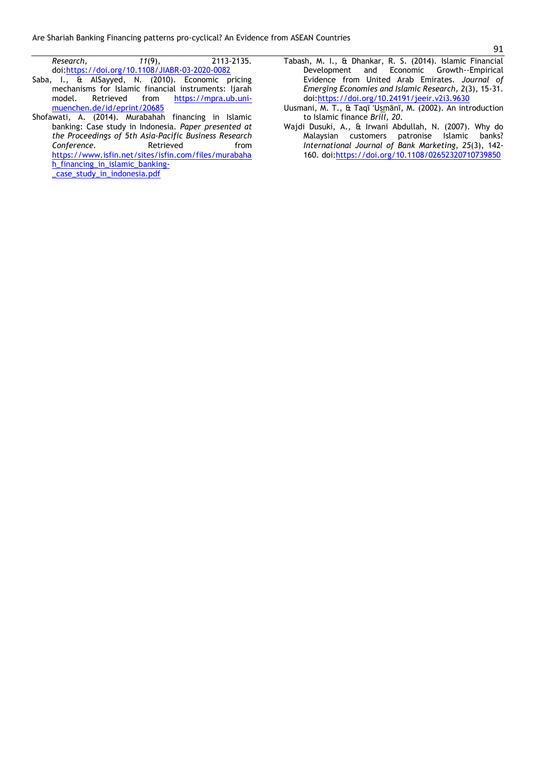*Research, 11*(9), 2113-2135. doi:https://doi.org/10.1108/JIABR-03-2020-0082

Saba, I., & AlSayyed, N. (2010). Economic pricing mechanisms for Islamic financial instruments: Ijarah model. Retrieved from https://mpra.ub.uni-muenchen.de/id/eprint/20685

Shofawati, A. (2014). Murabahah financing in Islamic banking: Case study in Indonesia. *Paper presented at the Proceedings of 5th Asia-Pacific Business Research Conference*. Retrieved from https://www.isfin.net/sites/isfin.com/files/murabahah_financing_in_islamic_banking-_case_study_in_indonesia.pdf

Tabash, M. I., & Dhankar, R. S. (2014). Islamic Financial Development and Economic Growth--Empirical Evidence from United Arab Emirates. *Journal of Emerging Economies and Islamic Research, 2*(3), 15-31. doi:https://doi.org/10.24191/jeeir.v2i3.9630

Uusmani, M. T., & Taqī ʻUs̲mānī, M. (2002). An introduction to Islamic finance *Brill, 20*.

Wajdi Dusuki, A., & Irwani Abdullah, N. (2007). Why do Malaysian customers patronise Islamic banks? *International Journal of Bank Marketing, 25*(3), 142-160. doi:https://doi.org/10.1108/02652320710739850